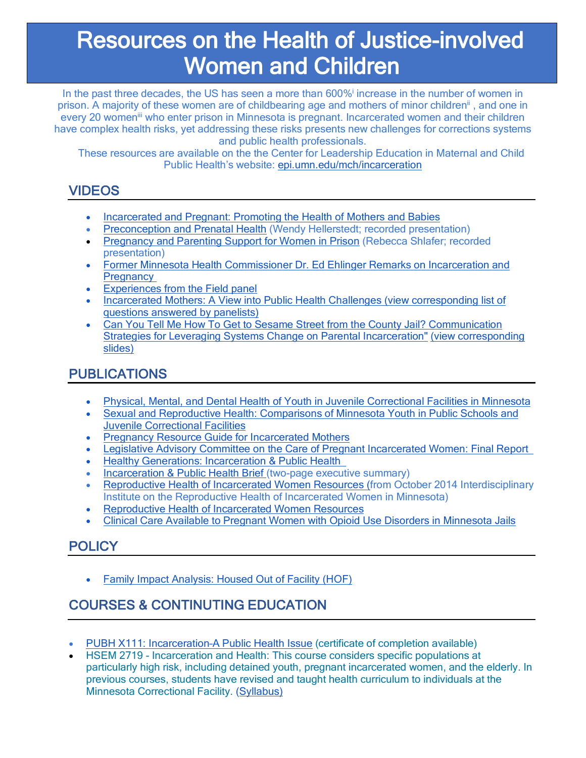# Resources on the Health of Justice-involved Women and Children

In the past three decades, the US has seen a more than 600%[i] increase in the number of women in prison. A majority of these women are of childbearing age and mothers of minor children[ii] , and one in every 20 women[iii] who enter prison in Minnesota is pregnant. Incarcerated women and their children have complex health risks, yet addressing these risks presents new challenges for corrections systems and public health professionals.

These resources are available on the the Center for Leadership Education in Maternal and Child Public Health's website: epi.umn.edu/mch/incarceration

## VIDEOS

- Incarcerated and Pregnant: Promoting the Health of Mothers and Babies
- Preconception and Prenatal Health (Wendy Hellerstedt; recorded presentation)
- Pregnancy and Parenting Support for Women in Prison (Rebecca Shlafer; recorded presentation)
- Former Minnesota Health Commissioner Dr. Ed Ehlinger Remarks on Incarceration and Pregnancy
- Experiences from the Field panel
- Incarcerated Mothers: A View into Public Health Challenges (view corresponding list of questions answered by panelists)
- Can You Tell Me How To Get to Sesame Street from the County Jail? Communication Strategies for Leveraging Systems Change on Parental Incarceration" (view corresponding slides)

## PUBLICATIONS

- Physical, Mental, and Dental Health of Youth in Juvenile Correctional Facilities in Minnesota
- Sexual and Reproductive Health: Comparisons of Minnesota Youth in Public Schools and Juvenile Correctional Facilities
- Pregnancy Resource Guide for Incarcerated Mothers
- Legislative Advisory Committee on the Care of Pregnant Incarcerated Women: Final Report
- Healthy Generations: Incarceration & Public Health
- Incarceration & Public Health Brief (two-page executive summary)
- Reproductive Health of Incarcerated Women Resources (from October 2014 Interdisciplinary Institute on the Reproductive Health of Incarcerated Women in Minnesota)
- Reproductive Health of Incarcerated Women Resources
- Clinical Care Available to Pregnant Women with Opioid Use Disorders in Minnesota Jails

## POLICY

- Family Impact Analysis: Housed Out of Facility (HOF)

## COURSES & CONTINUTING EDUCATION

- PUBH X111: Incarceration-A Public Health Issue (certificate of completion available)
- HSEM 2719 - Incarceration and Health: This course considers specific populations at particularly high risk, including detained youth, pregnant incarcerated women, and the elderly. In previous courses, students have revised and taught health curriculum to individuals at the Minnesota Correctional Facility. (Syllabus)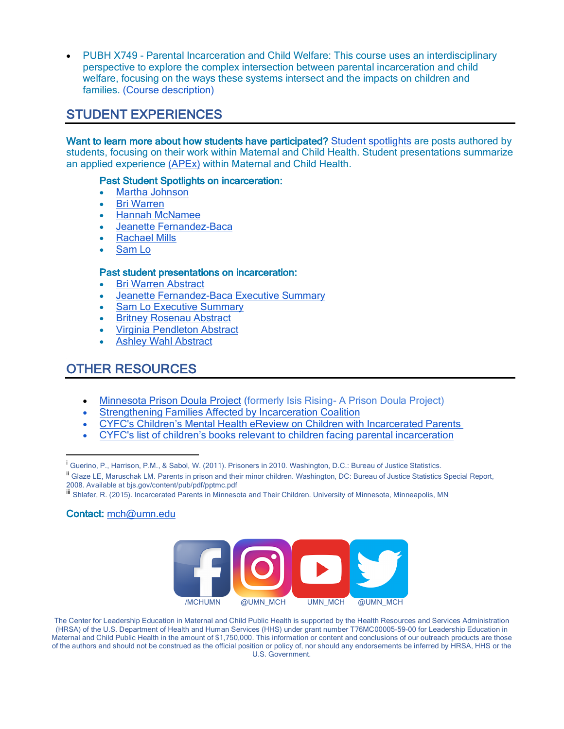- PUBH X749 - Parental Incarceration and Child Welfare: This course uses an interdisciplinary perspective to explore the complex intersection between parental incarceration and child welfare, focusing on the ways these systems intersect and the impacts on children and families. (Course description)

## STUDENT EXPERIENCES

**Want to learn more about how students have participated?** Student spotlights are posts authored by students, focusing on their work within Maternal and Child Health. Student presentations summarize an applied experience (APEx) within Maternal and Child Health.

**Past Student Spotlights on incarceration:**

- Martha Johnson
- Bri Warren
- Hannah McNamee
- Jeanette Fernandez-Baca
- Rachael Mills
- Sam Lo

**Past student presentations on incarceration:**

- Bri Warren Abstract
- Jeanette Fernandez-Baca Executive Summary
- Sam Lo Executive Summary
- Britney Rosenau Abstract
- Virginia Pendleton Abstract
- Ashley Wahl Abstract

## OTHER RESOURCES

- Minnesota Prison Doula Project (formerly Isis Rising- A Prison Doula Project)
- Strengthening Families Affected by Incarceration Coalition
- CYFC's Children's Mental Health eReview on Children with Incarcerated Parents
- CYFC's list of children's books relevant to children facing parental incarceration

---

[i] Guerino, P., Harrison, P.M., & Sabol, W. (2011). Prisoners in 2010. Washington, D.C.: Bureau of Justice Statistics.

[ii] Glaze LE, Maruschak LM. Parents in prison and their minor children. Washington, DC: Bureau of Justice Statistics Special Report, 2008. Available at bjs.gov/content/pub/pdf/pptmc.pdf

[iii] Shlafer, R. (2015). Incarcerated Parents in Minnesota and Their Children. University of Minnesota, Minneapolis, MN

**Contact:** mch@umn.edu

/MCHUMN @UMN_MCH UMN_MCH @UMN_MCH

The Center for Leadership Education in Maternal and Child Public Health is supported by the Health Resources and Services Administration (HRSA) of the U.S. Department of Health and Human Services (HHS) under grant number T76MC00005-59-00 for Leadership Education in Maternal and Child Public Health in the amount of $1,750,000. This information or content and conclusions of our outreach products are those of the authors and should not be construed as the official position or policy of, nor should any endorsements be inferred by HRSA, HHS or the U.S. Government.